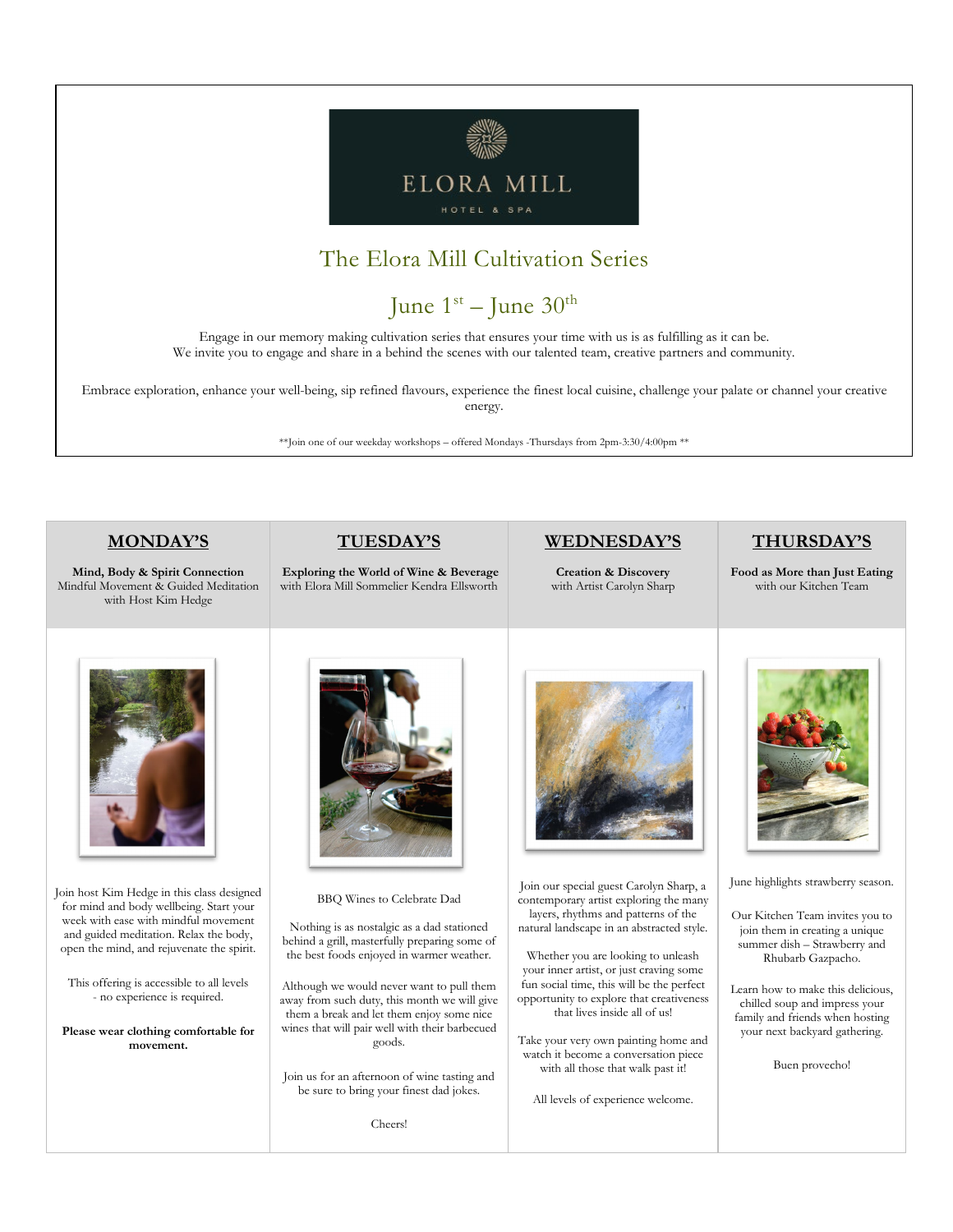ELORA MILL

HOTEL & SPA

# The Elora Mill Cultivation Series

## June 1st – June 30th

Engage in our memory making cultivation series that ensures your time with us is as fulfilling as it can be.
We invite you to engage and share in a behind the scenes with our talented team, creative partners and community.

Embrace exploration, enhance your well-being, sip refined flavours, experience the finest local cuisine, challenge your palate or channel your creative energy.

**Join one of our weekday workshops – offered Mondays -Thursdays from 2pm-3:30/4:00pm **

## MONDAY'S

**Mind, Body & Spirit Connection**
Mindful Movement & Guided Meditation
with Host Kim Hedge

Join host Kim Hedge in this class designed for mind and body wellbeing. Start your week with ease with mindful movement and guided meditation. Relax the body, open the mind, and rejuvenate the spirit.

This offering is accessible to all levels - no experience is required.

**Please wear clothing comfortable for movement.**

## TUESDAY'S

**Exploring the World of Wine & Beverage**
with Elora Mill Sommelier Kendra Ellsworth

BBQ Wines to Celebrate Dad

Nothing is as nostalgic as a dad stationed behind a grill, masterfully preparing some of the best foods enjoyed in warmer weather.

Although we would never want to pull them away from such duty, this month we will give them a break and let them enjoy some nice wines that will pair well with their barbecued goods.

Join us for an afternoon of wine tasting and be sure to bring your finest dad jokes.

Cheers!

## WEDNESDAY'S

**Creation & Discovery**
with Artist Carolyn Sharp

Join our special guest Carolyn Sharp, a contemporary artist exploring the many layers, rhythms and patterns of the natural landscape in an abstracted style.

Whether you are looking to unleash your inner artist, or just craving some fun social time, this will be the perfect opportunity to explore that creativeness that lives inside all of us!

Take your very own painting home and watch it become a conversation piece with all those that walk past it!

All levels of experience welcome.

## THURSDAY'S

**Food as More than Just Eating**
with our Kitchen Team

June highlights strawberry season.

Our Kitchen Team invites you to join them in creating a unique summer dish – Strawberry and Rhubarb Gazpacho.

Learn how to make this delicious, chilled soup and impress your family and friends when hosting your next backyard gathering.

Buen provecho!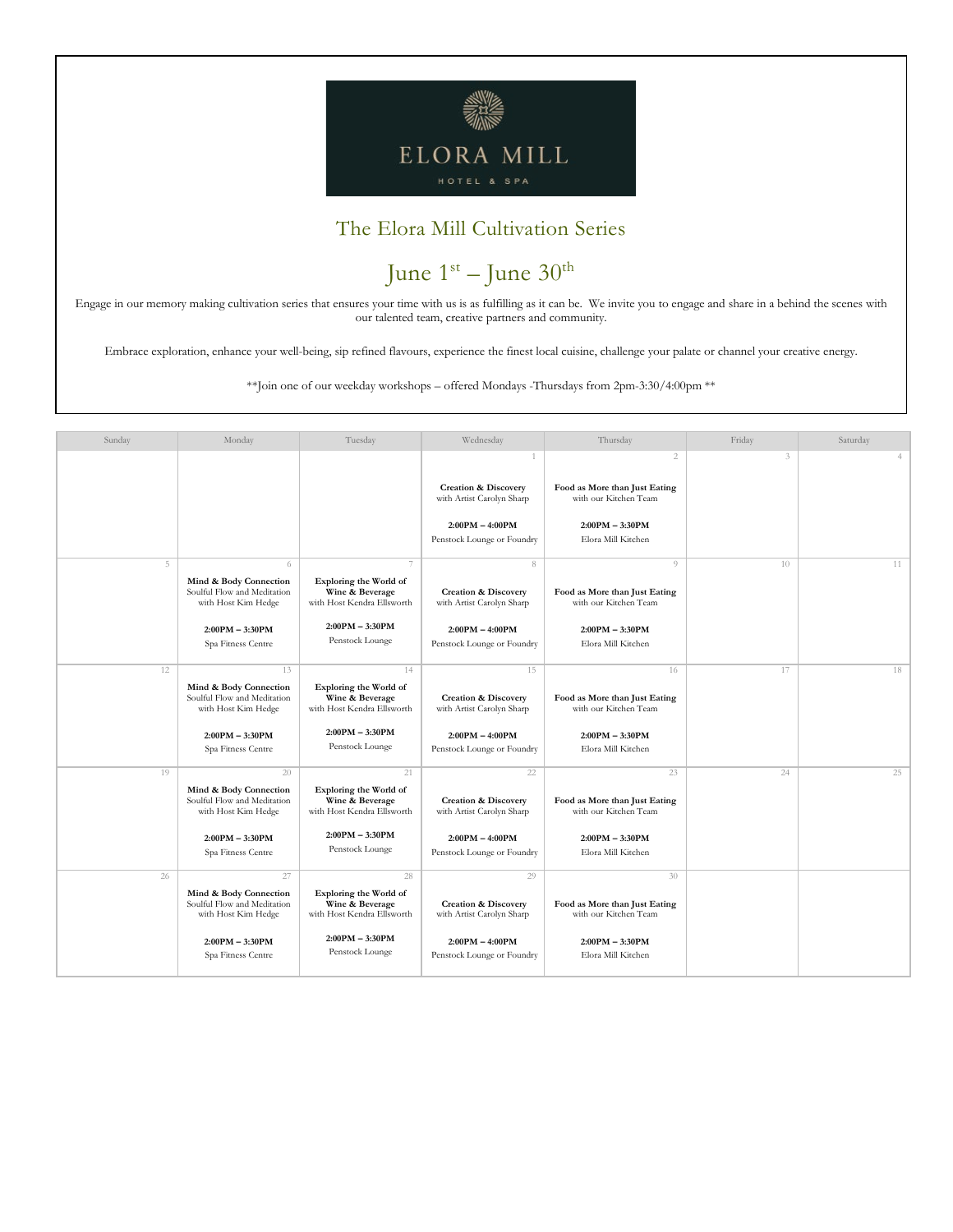ELORA MILL

HOTEL & SPA

# The Elora Mill Cultivation Series

## June 1st – June 30th

Engage in our memory making cultivation series that ensures your time with us is as fulfilling as it can be. We invite you to engage and share in a behind the scenes with our talented team, creative partners and community.

Embrace exploration, enhance your well-being, sip refined flavours, experience the finest local cuisine, challenge your palate or channel your creative energy.

**Join one of our weekday workshops – offered Mondays -Thursdays from 2pm-3:30/4:00pm **

| Sunday | Monday | Tuesday | Wednesday | Thursday | Friday | Saturday |
|---|---|---|---|---|---|---|
| | | | 1<br>**Creation & Discovery**<br>with Artist Carolyn Sharp<br>**2:00PM – 4:00PM**<br>Penstock Lounge or Foundry | 2<br>**Food as More than Just Eating**<br>with our Kitchen Team<br>**2:00PM – 3:30PM**<br>Elora Mill Kitchen | 3 | 4 |
| 5 | 6<br>**Mind & Body Connection**<br>Soulful Flow and Meditation<br>with Host Kim Hedge<br>**2:00PM – 3:30PM**<br>Spa Fitness Centre | 7<br>**Exploring the World of Wine & Beverage**<br>with Host Kendra Ellsworth<br>**2:00PM – 3:30PM**<br>Penstock Lounge | 8<br>**Creation & Discovery**<br>with Artist Carolyn Sharp<br>**2:00PM – 4:00PM**<br>Penstock Lounge or Foundry | 9<br>**Food as More than Just Eating**<br>with our Kitchen Team<br>**2:00PM – 3:30PM**<br>Elora Mill Kitchen | 10 | 11 |
| 12 | 13<br>**Mind & Body Connection**<br>Soulful Flow and Meditation<br>with Host Kim Hedge<br>**2:00PM – 3:30PM**<br>Spa Fitness Centre | 14<br>**Exploring the World of Wine & Beverage**<br>with Host Kendra Ellsworth<br>**2:00PM – 3:30PM**<br>Penstock Lounge | 15<br>**Creation & Discovery**<br>with Artist Carolyn Sharp<br>**2:00PM – 4:00PM**<br>Penstock Lounge or Foundry | 16<br>**Food as More than Just Eating**<br>with our Kitchen Team<br>**2:00PM – 3:30PM**<br>Elora Mill Kitchen | 17 | 18 |
| 19 | 20<br>**Mind & Body Connection**<br>Soulful Flow and Meditation<br>with Host Kim Hedge<br>**2:00PM – 3:30PM**<br>Spa Fitness Centre | 21<br>**Exploring the World of Wine & Beverage**<br>with Host Kendra Ellsworth<br>**2:00PM – 3:30PM**<br>Penstock Lounge | 22<br>**Creation & Discovery**<br>with Artist Carolyn Sharp<br>**2:00PM – 4:00PM**<br>Penstock Lounge or Foundry | 23<br>**Food as More than Just Eating**<br>with our Kitchen Team<br>**2:00PM – 3:30PM**<br>Elora Mill Kitchen | 24 | 25 |
| 26 | 27<br>**Mind & Body Connection**<br>Soulful Flow and Meditation<br>with Host Kim Hedge<br>**2:00PM – 3:30PM**<br>Spa Fitness Centre | 28<br>**Exploring the World of Wine & Beverage**<br>with Host Kendra Ellsworth<br>**2:00PM – 3:30PM**<br>Penstock Lounge | 29<br>**Creation & Discovery**<br>with Artist Carolyn Sharp<br>**2:00PM – 4:00PM**<br>Penstock Lounge or Foundry | 30<br>**Food as More than Just Eating**<br>with our Kitchen Team<br>**2:00PM – 3:30PM**<br>Elora Mill Kitchen | | |